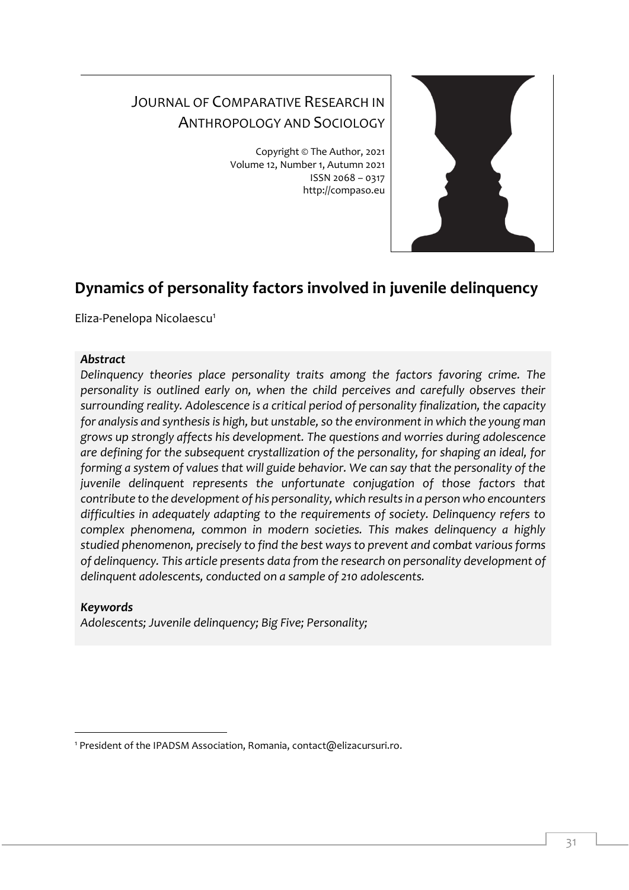JOURNAL OF COMPARATIVE RESEARCH IN ANTHROPOLOGY AND SOCIOLOGY

Copyright © The Author, 2021
Volume 12, Number 1, Autumn 2021
ISSN 2068 – 0317
http://compaso.eu

# Dynamics of personality factors involved in juvenile delinquency

Eliza-Penelopa Nicolaescu[1]

***Abstract***

*Delinquency theories place personality traits among the factors favoring crime. The personality is outlined early on, when the child perceives and carefully observes their surrounding reality. Adolescence is a critical period of personality finalization, the capacity for analysis and synthesis is high, but unstable, so the environment in which the young man grows up strongly affects his development. The questions and worries during adolescence are defining for the subsequent crystallization of the personality, for shaping an ideal, for forming a system of values that will guide behavior. We can say that the personality of the juvenile delinquent represents the unfortunate conjugation of those factors that contribute to the development of his personality, which results in a person who encounters difficulties in adequately adapting to the requirements of society. Delinquency refers to complex phenomena, common in modern societies. This makes delinquency a highly studied phenomenon, precisely to find the best ways to prevent and combat various forms of delinquency. This article presents data from the research on personality development of delinquent adolescents, conducted on a sample of 210 adolescents.*

***Keywords***

*Adolescents; Juvenile delinquency; Big Five; Personality;*

[1] President of the IPADSM Association, Romania, contact@elizacursuri.ro.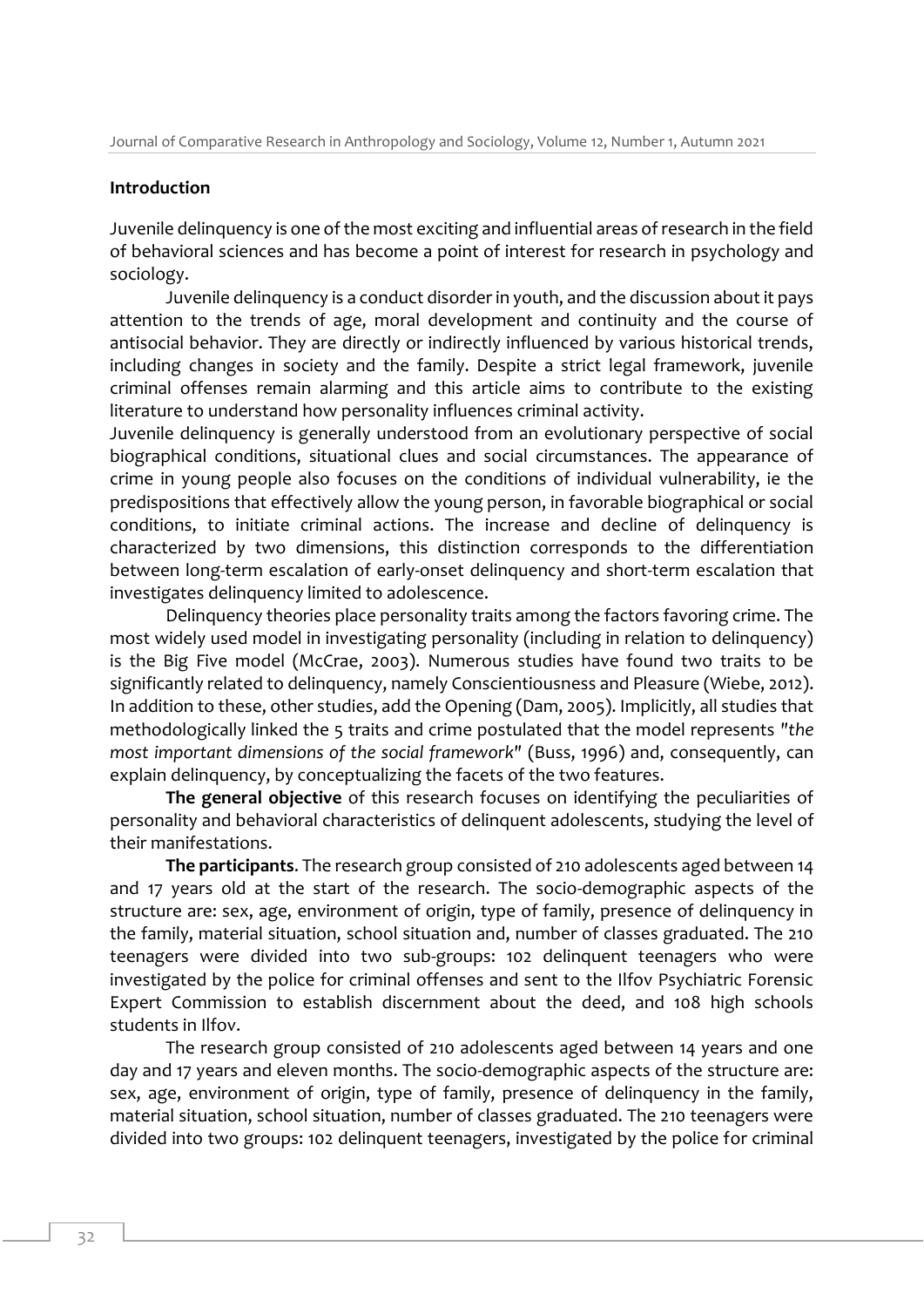## Introduction

Juvenile delinquency is one of the most exciting and influential areas of research in the field of behavioral sciences and has become a point of interest for research in psychology and sociology.

Juvenile delinquency is a conduct disorder in youth, and the discussion about it pays attention to the trends of age, moral development and continuity and the course of antisocial behavior. They are directly or indirectly influenced by various historical trends, including changes in society and the family. Despite a strict legal framework, juvenile criminal offenses remain alarming and this article aims to contribute to the existing literature to understand how personality influences criminal activity.

Juvenile delinquency is generally understood from an evolutionary perspective of social biographical conditions, situational clues and social circumstances. The appearance of crime in young people also focuses on the conditions of individual vulnerability, ie the predispositions that effectively allow the young person, in favorable biographical or social conditions, to initiate criminal actions. The increase and decline of delinquency is characterized by two dimensions, this distinction corresponds to the differentiation between long-term escalation of early-onset delinquency and short-term escalation that investigates delinquency limited to adolescence.

Delinquency theories place personality traits among the factors favoring crime. The most widely used model in investigating personality (including in relation to delinquency) is the Big Five model (McCrae, 2003). Numerous studies have found two traits to be significantly related to delinquency, namely Conscientiousness and Pleasure (Wiebe, 2012). In addition to these, other studies, add the Opening (Dam, 2005). Implicitly, all studies that methodologically linked the 5 traits and crime postulated that the model represents *"the most important dimensions of the social framework"* (Buss, 1996) and, consequently, can explain delinquency, by conceptualizing the facets of the two features.

**The general objective** of this research focuses on identifying the peculiarities of personality and behavioral characteristics of delinquent adolescents, studying the level of their manifestations.

**The participants**. The research group consisted of 210 adolescents aged between 14 and 17 years old at the start of the research. The socio-demographic aspects of the structure are: sex, age, environment of origin, type of family, presence of delinquency in the family, material situation, school situation and, number of classes graduated. The 210 teenagers were divided into two sub-groups: 102 delinquent teenagers who were investigated by the police for criminal offenses and sent to the Ilfov Psychiatric Forensic Expert Commission to establish discernment about the deed, and 108 high schools students in Ilfov.

The research group consisted of 210 adolescents aged between 14 years and one day and 17 years and eleven months. The socio-demographic aspects of the structure are: sex, age, environment of origin, type of family, presence of delinquency in the family, material situation, school situation, number of classes graduated. The 210 teenagers were divided into two groups: 102 delinquent teenagers, investigated by the police for criminal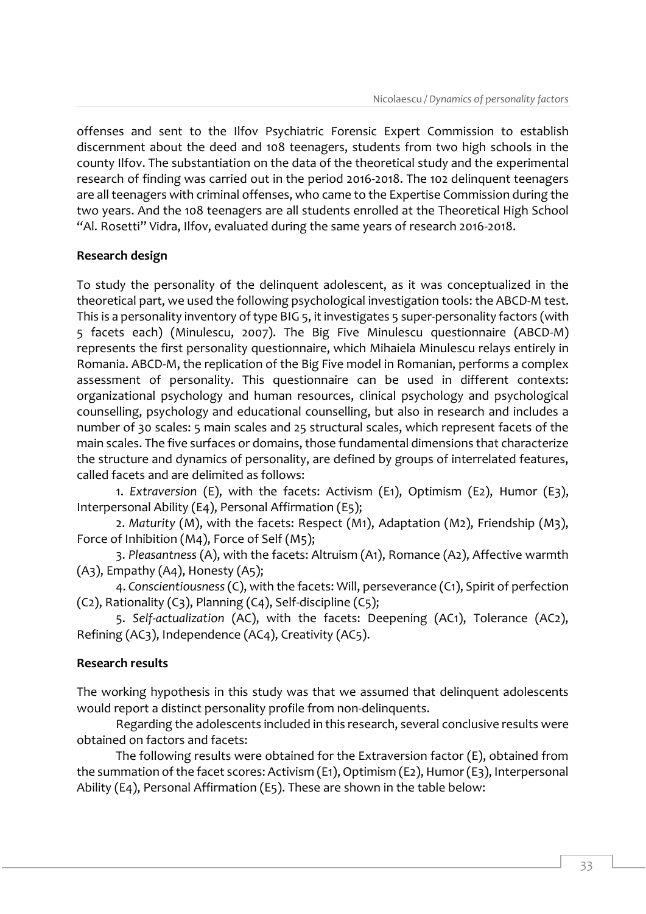offenses and sent to the Ilfov Psychiatric Forensic Expert Commission to establish discernment about the deed and 108 teenagers, students from two high schools in the county Ilfov. The substantiation on the data of the theoretical study and the experimental research of finding was carried out in the period 2016-2018. The 102 delinquent teenagers are all teenagers with criminal offenses, who came to the Expertise Commission during the two years. And the 108 teenagers are all students enrolled at the Theoretical High School "Al. Rosetti" Vidra, Ilfov, evaluated during the same years of research 2016-2018.

**Research design**

To study the personality of the delinquent adolescent, as it was conceptualized in the theoretical part, we used the following psychological investigation tools: the ABCD-M test. This is a personality inventory of type BIG 5, it investigates 5 super-personality factors (with 5 facets each) (Minulescu, 2007). The Big Five Minulescu questionnaire (ABCD-M) represents the first personality questionnaire, which Mihaiela Minulescu relays entirely in Romania. ABCD-M, the replication of the Big Five model in Romanian, performs a complex assessment of personality. This questionnaire can be used in different contexts: organizational psychology and human resources, clinical psychology and psychological counselling, psychology and educational counselling, but also in research and includes a number of 30 scales: 5 main scales and 25 structural scales, which represent facets of the main scales. The five surfaces or domains, those fundamental dimensions that characterize the structure and dynamics of personality, are defined by groups of interrelated features, called facets and are delimited as follows:

1. *Extraversion* (E), with the facets: Activism (E1), Optimism (E2), Humor (E3), Interpersonal Ability (E4), Personal Affirmation (E5);
2. *Maturity* (M), with the facets: Respect (M1), Adaptation (M2), Friendship (M3), Force of Inhibition (M4), Force of Self (M5);
3. *Pleasantness* (A), with the facets: Altruism (A1), Romance (A2), Affective warmth (A3), Empathy (A4), Honesty (A5);
4. *Conscientiousness* (C), with the facets: Will, perseverance (C1), Spirit of perfection (C2), Rationality (C3), Planning (C4), Self-discipline (C5);
5. *Self-actualization* (AC), with the facets: Deepening (AC1), Tolerance (AC2), Refining (AC3), Independence (AC4), Creativity (AC5).

**Research results**

The working hypothesis in this study was that we assumed that delinquent adolescents would report a distinct personality profile from non-delinquents.

Regarding the adolescents included in this research, several conclusive results were obtained on factors and facets:

The following results were obtained for the Extraversion factor (E), obtained from the summation of the facet scores: Activism (E1), Optimism (E2), Humor (E3), Interpersonal Ability (E4), Personal Affirmation (E5). These are shown in the table below: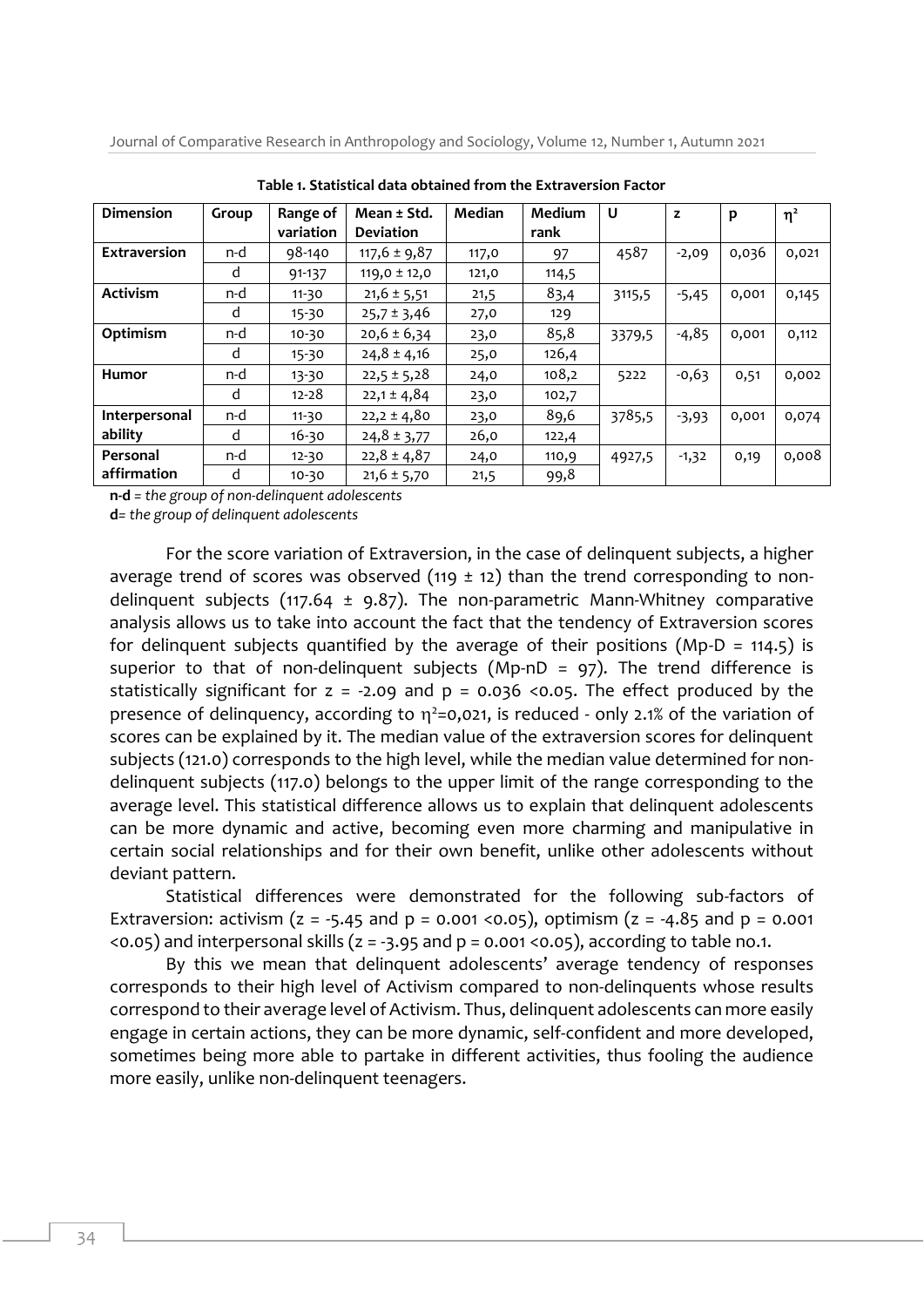**Table 1. Statistical data obtained from the Extraversion Factor**

| Dimension | Group | Range of variation | Mean ± Std. Deviation | Median | Medium rank | U | z | p | $\eta^2$ |
|---|---|---|---|---|---|---|---|---|---|
| **Extraversion** | n-d | 98-140 | 117,6 ± 9,87 | 117,0 | 97 | 4587 | -2,09 | 0,036 | 0,021 |
| | d | 91-137 | 119,0 ± 12,0 | 121,0 | 114,5 | | | | |
| **Activism** | n-d | 11-30 | 21,6 ± 5,51 | 21,5 | 83,4 | 3115,5 | -5,45 | 0,001 | 0,145 |
| | d | 15-30 | 25,7 ± 3,46 | 27,0 | 129 | | | | |
| **Optimism** | n-d | 10-30 | 20,6 ± 6,34 | 23,0 | 85,8 | 3379,5 | -4,85 | 0,001 | 0,112 |
| | d | 15-30 | 24,8 ± 4,16 | 25,0 | 126,4 | | | | |
| **Humor** | n-d | 13-30 | 22,5 ± 5,28 | 24,0 | 108,2 | 5222 | -0,63 | 0,51 | 0,002 |
| | d | 12-28 | 22,1 ± 4,84 | 23,0 | 102,7 | | | | |
| **Interpersonal ability** | n-d | 11-30 | 22,2 ± 4,80 | 23,0 | 89,6 | 3785,5 | -3,93 | 0,001 | 0,074 |
| | d | 16-30 | 24,8 ± 3,77 | 26,0 | 122,4 | | | | |
| **Personal affirmation** | n-d | 12-30 | 22,8 ± 4,87 | 24,0 | 110,9 | 4927,5 | -1,32 | 0,19 | 0,008 |
| | d | 10-30 | 21,6 ± 5,70 | 21,5 | 99,8 | | | | |

**n-d** = *the group of non-delinquent adolescents*

**d**= *the group of delinquent adolescents*

For the score variation of Extraversion, in the case of delinquent subjects, a higher average trend of scores was observed (119 ± 12) than the trend corresponding to non-delinquent subjects (117.64 ± 9.87). The non-parametric Mann-Whitney comparative analysis allows us to take into account the fact that the tendency of Extraversion scores for delinquent subjects quantified by the average of their positions (Mp-D = 114.5) is superior to that of non-delinquent subjects (Mp-nD = 97). The trend difference is statistically significant for $z = -2.09$ and $p = 0.036 < 0.05$. The effect produced by the presence of delinquency, according to $\eta^2=0,021$, is reduced - only 2.1% of the variation of scores can be explained by it. The median value of the extraversion scores for delinquent subjects (121.0) corresponds to the high level, while the median value determined for non-delinquent subjects (117.0) belongs to the upper limit of the range corresponding to the average level. This statistical difference allows us to explain that delinquent adolescents can be more dynamic and active, becoming even more charming and manipulative in certain social relationships and for their own benefit, unlike other adolescents without deviant pattern.

Statistical differences were demonstrated for the following sub-factors of Extraversion: activism ($z = -5.45$ and $p = 0.001 < 0.05$), optimism ($z = -4.85$ and $p = 0.001 < 0.05$) and interpersonal skills ($z = -3.95$ and $p = 0.001 < 0.05$), according to table no.1.

By this we mean that delinquent adolescents' average tendency of responses corresponds to their high level of Activism compared to non-delinquents whose results correspond to their average level of Activism. Thus, delinquent adolescents can more easily engage in certain actions, they can be more dynamic, self-confident and more developed, sometimes being more able to partake in different activities, thus fooling the audience more easily, unlike non-delinquent teenagers.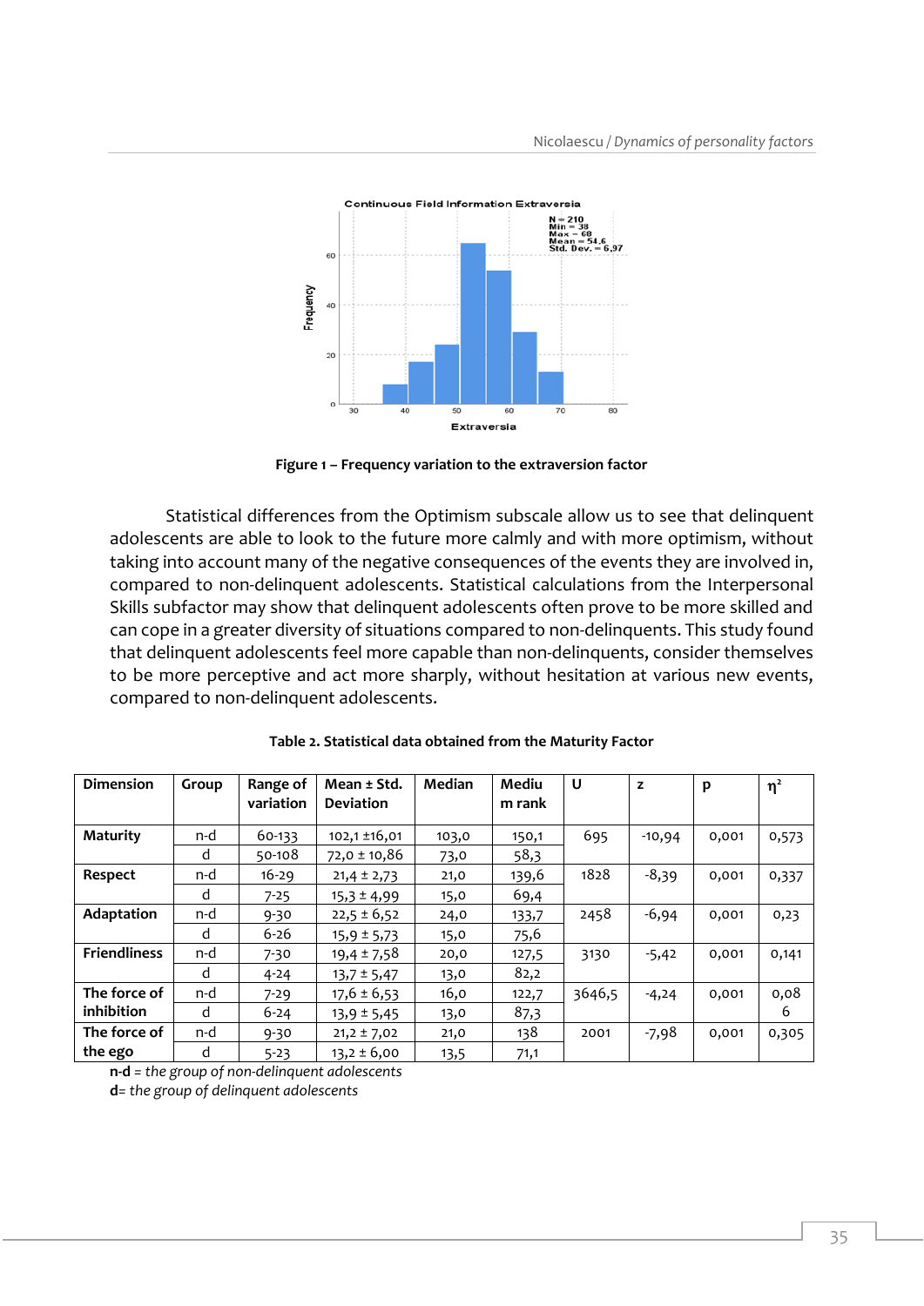**Figure 1 – Frequency variation to the extraversion factor**

Statistical differences from the Optimism subscale allow us to see that delinquent adolescents are able to look to the future more calmly and with more optimism, without taking into account many of the negative consequences of the events they are involved in, compared to non-delinquent adolescents. Statistical calculations from the Interpersonal Skills subfactor may show that delinquent adolescents often prove to be more skilled and can cope in a greater diversity of situations compared to non-delinquents. This study found that delinquent adolescents feel more capable than non-delinquents, consider themselves to be more perceptive and act more sharply, without hesitation at various new events, compared to non-delinquent adolescents.

**Table 2. Statistical data obtained from the Maturity Factor**

| Dimension | Group | Range of variation | Mean ± Std. Deviation | Median | Medium rank | U | z | p | $\eta^2$ |
|---|---|---|---|---|---|---|---|---|---|
| **Maturity** | n-d | 60-133 | 102,1 ±16,01 | 103,0 | 150,1 | 695 | -10,94 | 0,001 | 0,573 |
| | d | 50-108 | 72,0 ± 10,86 | 73,0 | 58,3 | | | | |
| **Respect** | n-d | 16-29 | 21,4 ± 2,73 | 21,0 | 139,6 | 1828 | -8,39 | 0,001 | 0,337 |
| | d | 7-25 | 15,3 ± 4,99 | 15,0 | 69,4 | | | | |
| **Adaptation** | n-d | 9-30 | 22,5 ± 6,52 | 24,0 | 133,7 | 2458 | -6,94 | 0,001 | 0,23 |
| | d | 6-26 | 15,9 ± 5,73 | 15,0 | 75,6 | | | | |
| **Friendliness** | n-d | 7-30 | 19,4 ± 7,58 | 20,0 | 127,5 | 3130 | -5,42 | 0,001 | 0,141 |
| | d | 4-24 | 13,7 ± 5,47 | 13,0 | 82,2 | | | | |
| **The force of inhibition** | n-d | 7-29 | 17,6 ± 6,53 | 16,0 | 122,7 | 3646,5 | -4,24 | 0,001 | 0,086 |
| | d | 6-24 | 13,9 ± 5,45 | 13,0 | 87,3 | | | | |
| **The force of the ego** | n-d | 9-30 | 21,2 ± 7,02 | 21,0 | 138 | 2001 | -7,98 | 0,001 | 0,305 |
| | d | 5-23 | 13,2 ± 6,00 | 13,5 | 71,1 | | | | |

**n-d** = *the group of non-delinquent adolescents*
**d**= *the group of delinquent adolescents*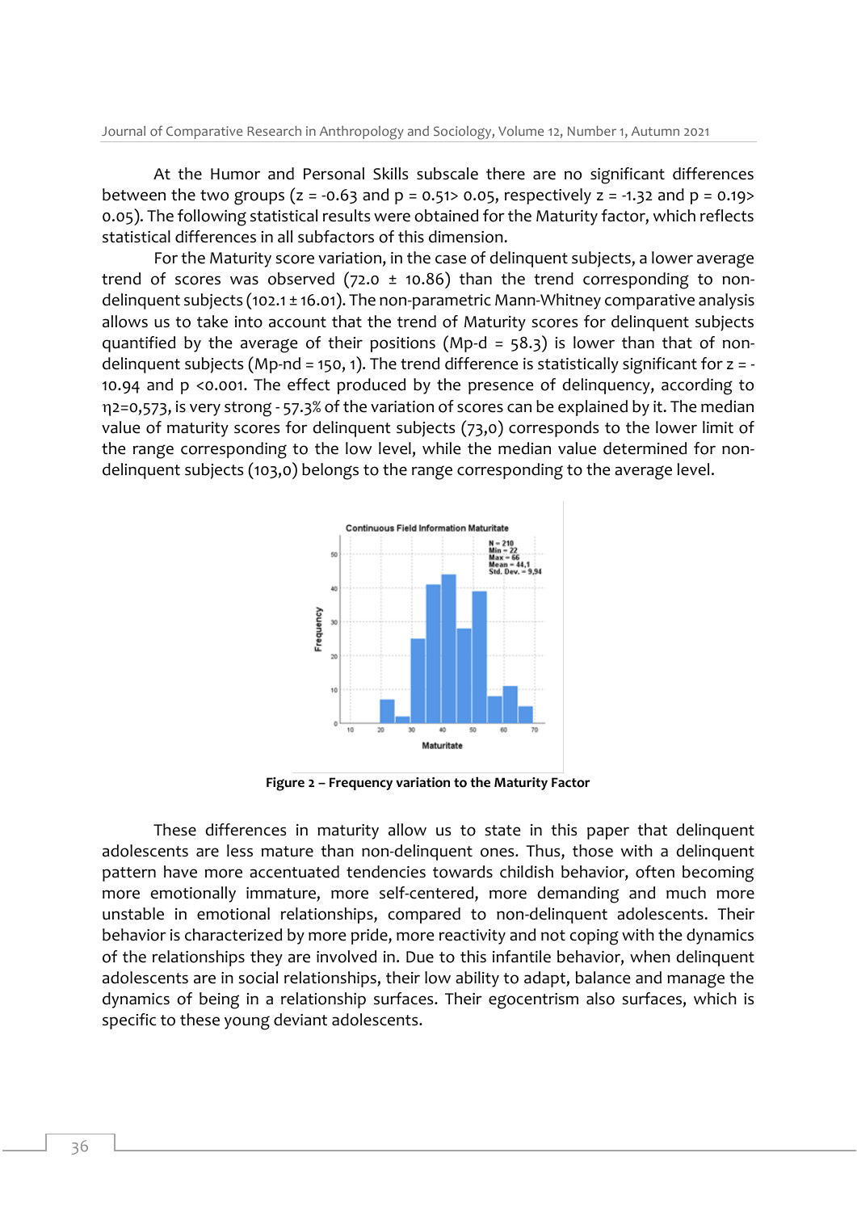At the Humor and Personal Skills subscale there are no significant differences between the two groups ($z = -0.63$ and $p = 0.51 > 0.05$, respectively $z = -1.32$ and $p = 0.19 > 0.05$). The following statistical results were obtained for the Maturity factor, which reflects statistical differences in all subfactors of this dimension.

For the Maturity score variation, in the case of delinquent subjects, a lower average trend of scores was observed (72.0 ± 10.86) than the trend corresponding to non-delinquent subjects (102.1 ± 16.01). The non-parametric Mann-Whitney comparative analysis allows us to take into account that the trend of Maturity scores for delinquent subjects quantified by the average of their positions (Mp-d = 58.3) is lower than that of non-delinquent subjects (Mp-nd = 150, 1). The trend difference is statistically significant for $z = -10.94$ and $p < 0.001$. The effect produced by the presence of delinquency, according to $\eta^2=0,573$, is very strong - 57.3% of the variation of scores can be explained by it. The median value of maturity scores for delinquent subjects (73,0) corresponds to the lower limit of the range corresponding to the low level, while the median value determined for non-delinquent subjects (103,0) belongs to the range corresponding to the average level.

**Figure 2 – Frequency variation to the Maturity Factor**

These differences in maturity allow us to state in this paper that delinquent adolescents are less mature than non-delinquent ones. Thus, those with a delinquent pattern have more accentuated tendencies towards childish behavior, often becoming more emotionally immature, more self-centered, more demanding and much more unstable in emotional relationships, compared to non-delinquent adolescents. Their behavior is characterized by more pride, more reactivity and not coping with the dynamics of the relationships they are involved in. Due to this infantile behavior, when delinquent adolescents are in social relationships, their low ability to adapt, balance and manage the dynamics of being in a relationship surfaces. Their egocentrism also surfaces, which is specific to these young deviant adolescents.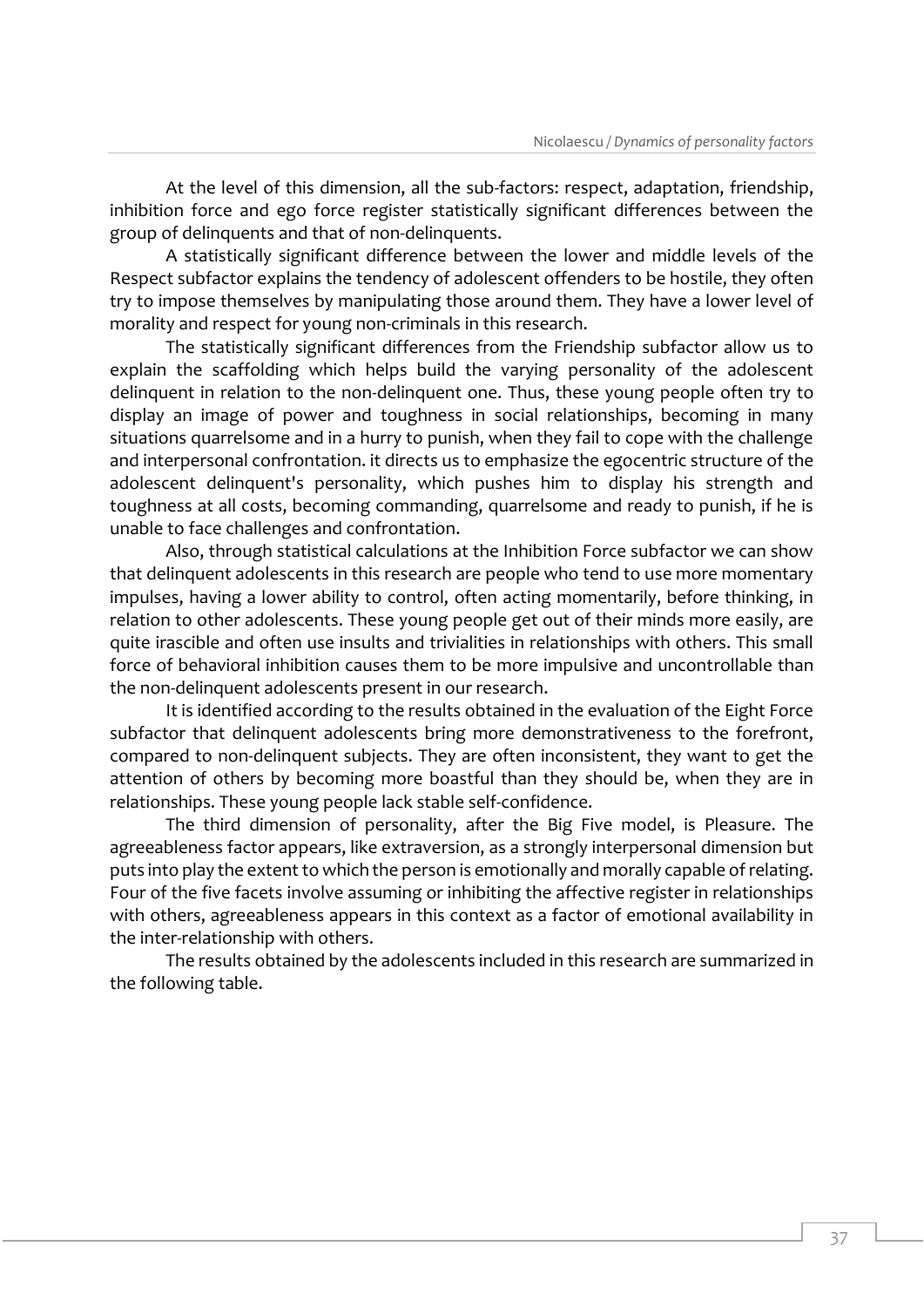At the level of this dimension, all the sub-factors: respect, adaptation, friendship, inhibition force and ego force register statistically significant differences between the group of delinquents and that of non-delinquents.

A statistically significant difference between the lower and middle levels of the Respect subfactor explains the tendency of adolescent offenders to be hostile, they often try to impose themselves by manipulating those around them. They have a lower level of morality and respect for young non-criminals in this research.

The statistically significant differences from the Friendship subfactor allow us to explain the scaffolding which helps build the varying personality of the adolescent delinquent in relation to the non-delinquent one. Thus, these young people often try to display an image of power and toughness in social relationships, becoming in many situations quarrelsome and in a hurry to punish, when they fail to cope with the challenge and interpersonal confrontation. it directs us to emphasize the egocentric structure of the adolescent delinquent's personality, which pushes him to display his strength and toughness at all costs, becoming commanding, quarrelsome and ready to punish, if he is unable to face challenges and confrontation.

Also, through statistical calculations at the Inhibition Force subfactor we can show that delinquent adolescents in this research are people who tend to use more momentary impulses, having a lower ability to control, often acting momentarily, before thinking, in relation to other adolescents. These young people get out of their minds more easily, are quite irascible and often use insults and trivialities in relationships with others. This small force of behavioral inhibition causes them to be more impulsive and uncontrollable than the non-delinquent adolescents present in our research.

It is identified according to the results obtained in the evaluation of the Eight Force subfactor that delinquent adolescents bring more demonstrativeness to the forefront, compared to non-delinquent subjects. They are often inconsistent, they want to get the attention of others by becoming more boastful than they should be, when they are in relationships. These young people lack stable self-confidence.

The third dimension of personality, after the Big Five model, is Pleasure. The agreeableness factor appears, like extraversion, as a strongly interpersonal dimension but puts into play the extent to which the person is emotionally and morally capable of relating. Four of the five facets involve assuming or inhibiting the affective register in relationships with others, agreeableness appears in this context as a factor of emotional availability in the inter-relationship with others.

The results obtained by the adolescents included in this research are summarized in the following table.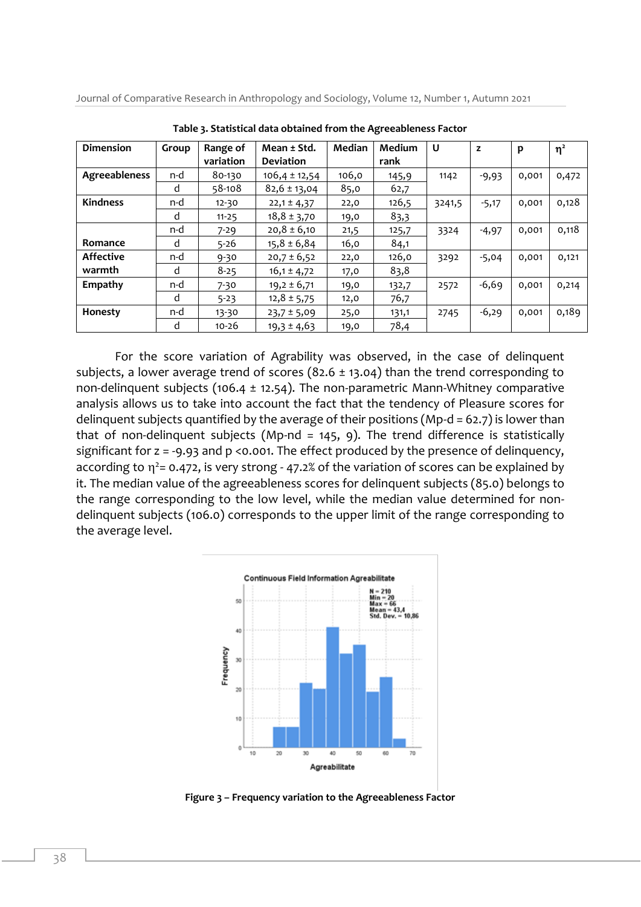**Table 3. Statistical data obtained from the Agreeableness Factor**

| Dimension | Group | Range of variation | Mean ± Std. Deviation | Median | Medium rank | U | z | p | $\eta^2$ |
|---|---|---|---|---|---|---|---|---|---|
| **Agreeableness** | n-d | 80-130 | 106,4 ± 12,54 | 106,0 | 145,9 | 1142 | -9,93 | 0,001 | 0,472 |
| | d | 58-108 | 82,6 ± 13,04 | 85,0 | 62,7 | | | | |
| **Kindness** | n-d | 12-30 | 22,1 ± 4,37 | 22,0 | 126,5 | 3241,5 | -5,17 | 0,001 | 0,128 |
| | d | 11-25 | 18,8 ± 3,70 | 19,0 | 83,3 | | | | |
| **Romance** | n-d | 7-29 | 20,8 ± 6,10 | 21,5 | 125,7 | 3324 | -4,97 | 0,001 | 0,118 |
| | d | 5-26 | 15,8 ± 6,84 | 16,0 | 84,1 | | | | |
| **Affective warmth** | n-d | 9-30 | 20,7 ± 6,52 | 22,0 | 126,0 | 3292 | -5,04 | 0,001 | 0,121 |
| | d | 8-25 | 16,1 ± 4,72 | 17,0 | 83,8 | | | | |
| **Empathy** | n-d | 7-30 | 19,2 ± 6,71 | 19,0 | 132,7 | 2572 | -6,69 | 0,001 | 0,214 |
| | d | 5-23 | 12,8 ± 5,75 | 12,0 | 76,7 | | | | |
| **Honesty** | n-d | 13-30 | 23,7 ± 5,09 | 25,0 | 131,1 | 2745 | -6,29 | 0,001 | 0,189 |
| | d | 10-26 | 19,3 ± 4,63 | 19,0 | 78,4 | | | | |

For the score variation of Agrability was observed, in the case of delinquent subjects, a lower average trend of scores (82.6 ± 13.04) than the trend corresponding to non-delinquent subjects (106.4 ± 12.54). The non-parametric Mann-Whitney comparative analysis allows us to take into account the fact that the tendency of Pleasure scores for delinquent subjects quantified by the average of their positions (Mp-d = 62.7) is lower than that of non-delinquent subjects (Mp-nd = 145, 9). The trend difference is statistically significant for z = -9.93 and p <0.001. The effect produced by the presence of delinquency, according to $\eta^2$= 0.472, is very strong - 47.2% of the variation of scores can be explained by it. The median value of the agreeableness scores for delinquent subjects (85.0) belongs to the range corresponding to the low level, while the median value determined for non-delinquent subjects (106.0) corresponds to the upper limit of the range corresponding to the average level.

**Figure 3 – Frequency variation to the Agreeableness Factor**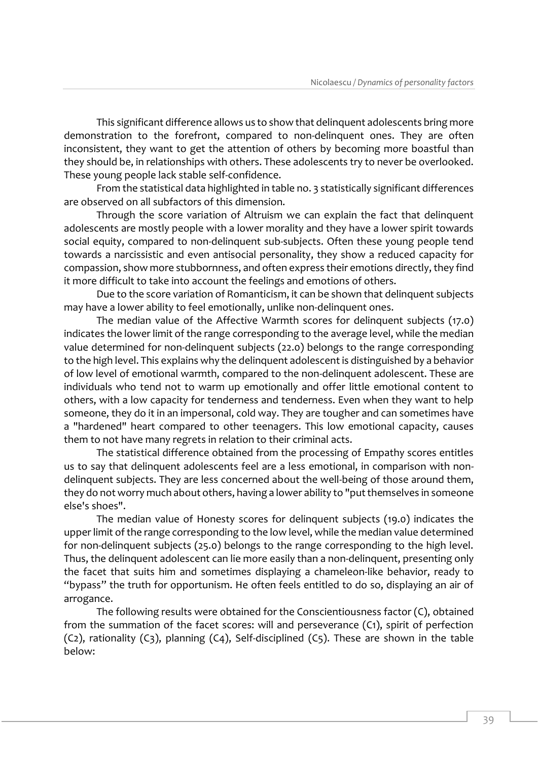This significant difference allows us to show that delinquent adolescents bring more demonstration to the forefront, compared to non-delinquent ones. They are often inconsistent, they want to get the attention of others by becoming more boastful than they should be, in relationships with others. These adolescents try to never be overlooked. These young people lack stable self-confidence.

From the statistical data highlighted in table no. 3 statistically significant differences are observed on all subfactors of this dimension.

Through the score variation of Altruism we can explain the fact that delinquent adolescents are mostly people with a lower morality and they have a lower spirit towards social equity, compared to non-delinquent sub-subjects. Often these young people tend towards a narcissistic and even antisocial personality, they show a reduced capacity for compassion, show more stubbornness, and often express their emotions directly, they find it more difficult to take into account the feelings and emotions of others.

Due to the score variation of Romanticism, it can be shown that delinquent subjects may have a lower ability to feel emotionally, unlike non-delinquent ones.

The median value of the Affective Warmth scores for delinquent subjects (17.0) indicates the lower limit of the range corresponding to the average level, while the median value determined for non-delinquent subjects (22.0) belongs to the range corresponding to the high level. This explains why the delinquent adolescent is distinguished by a behavior of low level of emotional warmth, compared to the non-delinquent adolescent. These are individuals who tend not to warm up emotionally and offer little emotional content to others, with a low capacity for tenderness and tenderness. Even when they want to help someone, they do it in an impersonal, cold way. They are tougher and can sometimes have a "hardened" heart compared to other teenagers. This low emotional capacity, causes them to not have many regrets in relation to their criminal acts.

The statistical difference obtained from the processing of Empathy scores entitles us to say that delinquent adolescents feel are a less emotional, in comparison with non-delinquent subjects. They are less concerned about the well-being of those around them, they do not worry much about others, having a lower ability to "put themselves in someone else's shoes".

The median value of Honesty scores for delinquent subjects (19.0) indicates the upper limit of the range corresponding to the low level, while the median value determined for non-delinquent subjects (25.0) belongs to the range corresponding to the high level. Thus, the delinquent adolescent can lie more easily than a non-delinquent, presenting only the facet that suits him and sometimes displaying a chameleon-like behavior, ready to "bypass" the truth for opportunism. He often feels entitled to do so, displaying an air of arrogance.

The following results were obtained for the Conscientiousness factor (C), obtained from the summation of the facet scores: will and perseverance (C1), spirit of perfection (C2), rationality (C3), planning (C4), Self-disciplined (C5). These are shown in the table below: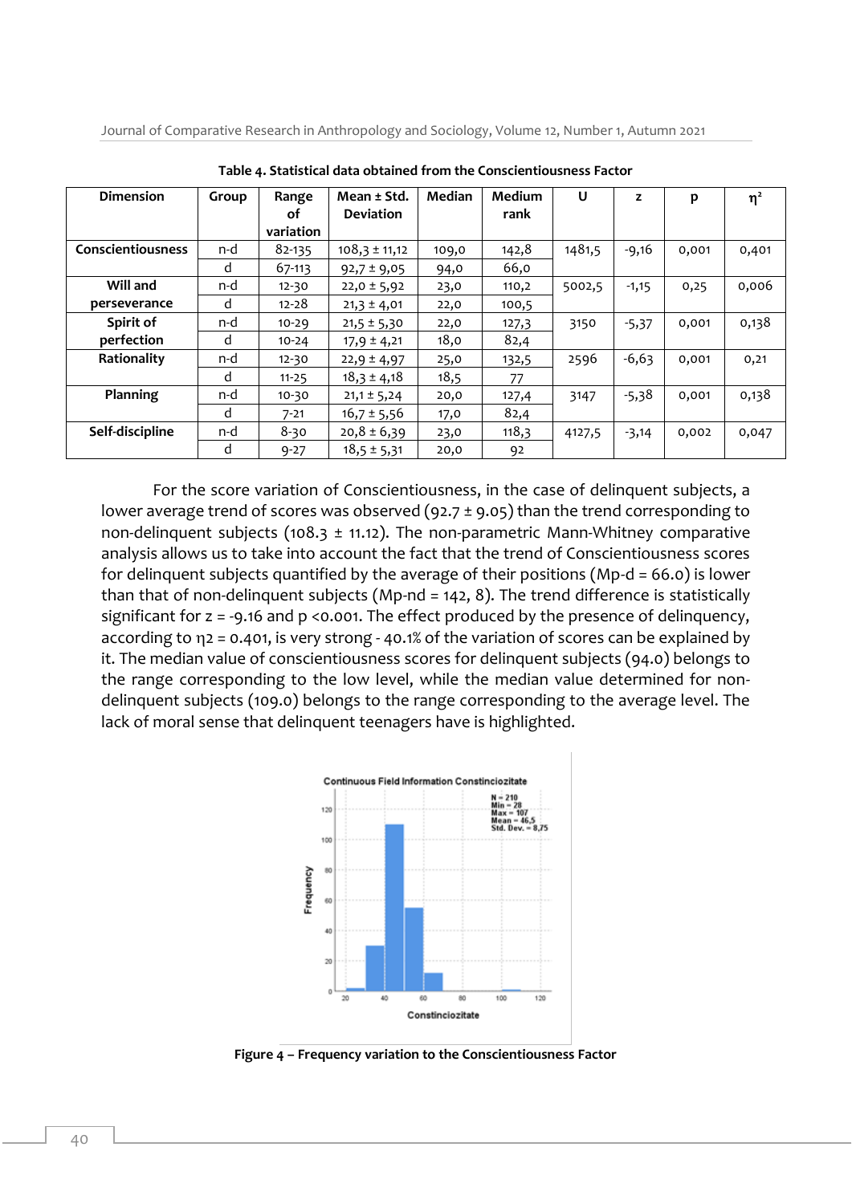**Table 4. Statistical data obtained from the Conscientiousness Factor**

| Dimension | Group | Range of variation | Mean ± Std. Deviation | Median | Medium rank | U | z | p | $\eta^2$ |
|---|---|---|---|---|---|---|---|---|---|
| Conscientiousness | n-d | 82-135 | 108,3 ± 11,12 | 109,0 | 142,8 | 1481,5 | -9,16 | 0,001 | 0,401 |
| | d | 67-113 | 92,7 ± 9,05 | 94,0 | 66,0 | | | | |
| Will and perseverance | n-d | 12-30 | 22,0 ± 5,92 | 23,0 | 110,2 | 5002,5 | -1,15 | 0,25 | 0,006 |
| | d | 12-28 | 21,3 ± 4,01 | 22,0 | 100,5 | | | | |
| Spirit of perfection | n-d | 10-29 | 21,5 ± 5,30 | 22,0 | 127,3 | 3150 | -5,37 | 0,001 | 0,138 |
| | d | 10-24 | 17,9 ± 4,21 | 18,0 | 82,4 | | | | |
| Rationality | n-d | 12-30 | 22,9 ± 4,97 | 25,0 | 132,5 | 2596 | -6,63 | 0,001 | 0,21 |
| | d | 11-25 | 18,3 ± 4,18 | 18,5 | 77 | | | | |
| Planning | n-d | 10-30 | 21,1 ± 5,24 | 20,0 | 127,4 | 3147 | -5,38 | 0,001 | 0,138 |
| | d | 7-21 | 16,7 ± 5,56 | 17,0 | 82,4 | | | | |
| Self-discipline | n-d | 8-30 | 20,8 ± 6,39 | 23,0 | 118,3 | 4127,5 | -3,14 | 0,002 | 0,047 |
| | d | 9-27 | 18,5 ± 5,31 | 20,0 | 92 | | | | |

For the score variation of Conscientiousness, in the case of delinquent subjects, a lower average trend of scores was observed (92.7 ± 9.05) than the trend corresponding to non-delinquent subjects (108.3 ± 11.12). The non-parametric Mann-Whitney comparative analysis allows us to take into account the fact that the trend of Conscientiousness scores for delinquent subjects quantified by the average of their positions (Mp-d = 66.0) is lower than that of non-delinquent subjects (Mp-nd = 142, 8). The trend difference is statistically significant for $z = -9.16$ and $p < 0.001$. The effect produced by the presence of delinquency, according to $\eta^2 = 0.401$, is very strong - 40.1% of the variation of scores can be explained by it. The median value of conscientiousness scores for delinquent subjects (94.0) belongs to the range corresponding to the low level, while the median value determined for non-delinquent subjects (109.0) belongs to the range corresponding to the average level. The lack of moral sense that delinquent teenagers have is highlighted.

**Figure 4 – Frequency variation to the Conscientiousness Factor**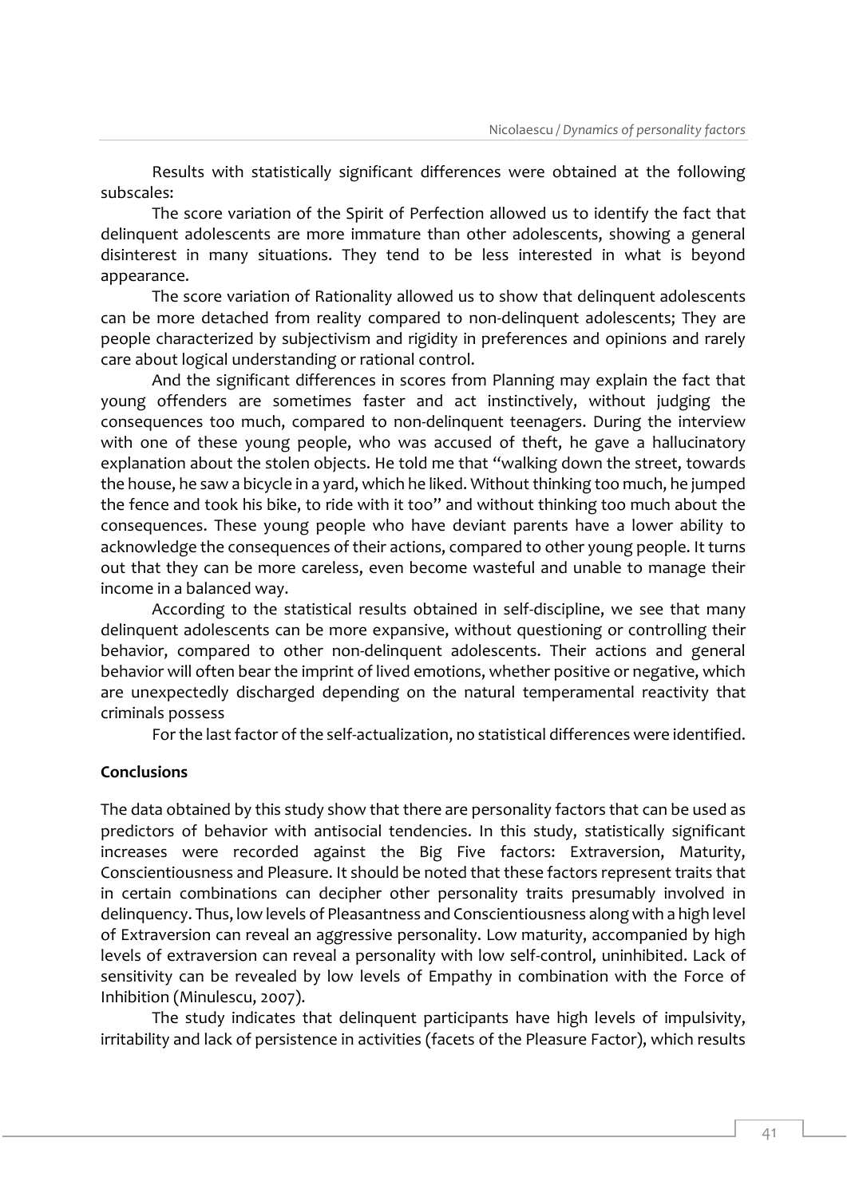Results with statistically significant differences were obtained at the following subscales:

The score variation of the Spirit of Perfection allowed us to identify the fact that delinquent adolescents are more immature than other adolescents, showing a general disinterest in many situations. They tend to be less interested in what is beyond appearance.

The score variation of Rationality allowed us to show that delinquent adolescents can be more detached from reality compared to non-delinquent adolescents; They are people characterized by subjectivism and rigidity in preferences and opinions and rarely care about logical understanding or rational control.

And the significant differences in scores from Planning may explain the fact that young offenders are sometimes faster and act instinctively, without judging the consequences too much, compared to non-delinquent teenagers. During the interview with one of these young people, who was accused of theft, he gave a hallucinatory explanation about the stolen objects. He told me that "walking down the street, towards the house, he saw a bicycle in a yard, which he liked. Without thinking too much, he jumped the fence and took his bike, to ride with it too" and without thinking too much about the consequences. These young people who have deviant parents have a lower ability to acknowledge the consequences of their actions, compared to other young people. It turns out that they can be more careless, even become wasteful and unable to manage their income in a balanced way.

According to the statistical results obtained in self-discipline, we see that many delinquent adolescents can be more expansive, without questioning or controlling their behavior, compared to other non-delinquent adolescents. Their actions and general behavior will often bear the imprint of lived emotions, whether positive or negative, which are unexpectedly discharged depending on the natural temperamental reactivity that criminals possess

For the last factor of the self-actualization, no statistical differences were identified.

## Conclusions

The data obtained by this study show that there are personality factors that can be used as predictors of behavior with antisocial tendencies. In this study, statistically significant increases were recorded against the Big Five factors: Extraversion, Maturity, Conscientiousness and Pleasure. It should be noted that these factors represent traits that in certain combinations can decipher other personality traits presumably involved in delinquency. Thus, low levels of Pleasantness and Conscientiousness along with a high level of Extraversion can reveal an aggressive personality. Low maturity, accompanied by high levels of extraversion can reveal a personality with low self-control, uninhibited. Lack of sensitivity can be revealed by low levels of Empathy in combination with the Force of Inhibition (Minulescu, 2007).

The study indicates that delinquent participants have high levels of impulsivity, irritability and lack of persistence in activities (facets of the Pleasure Factor), which results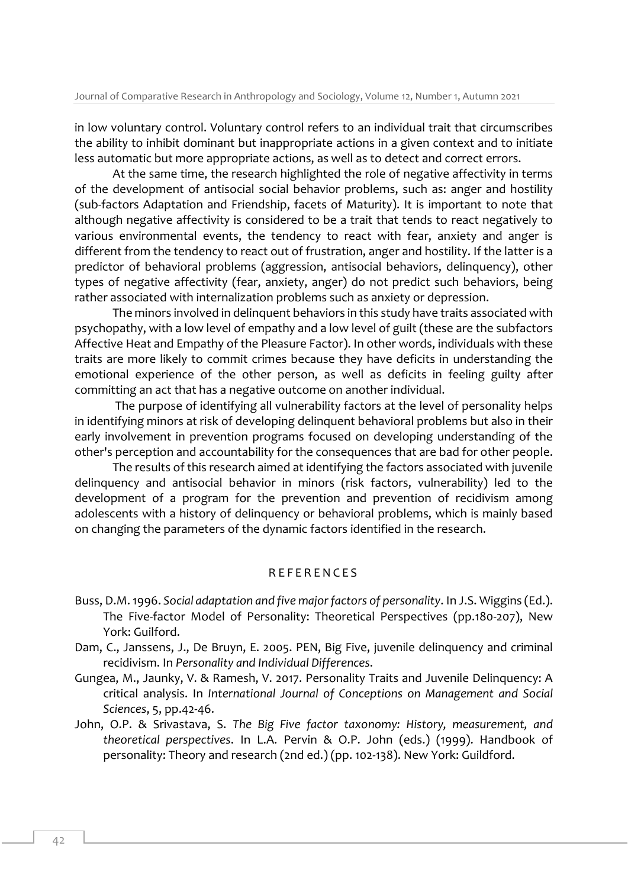in low voluntary control. Voluntary control refers to an individual trait that circumscribes the ability to inhibit dominant but inappropriate actions in a given context and to initiate less automatic but more appropriate actions, as well as to detect and correct errors.

At the same time, the research highlighted the role of negative affectivity in terms of the development of antisocial social behavior problems, such as: anger and hostility (sub-factors Adaptation and Friendship, facets of Maturity). It is important to note that although negative affectivity is considered to be a trait that tends to react negatively to various environmental events, the tendency to react with fear, anxiety and anger is different from the tendency to react out of frustration, anger and hostility. If the latter is a predictor of behavioral problems (aggression, antisocial behaviors, delinquency), other types of negative affectivity (fear, anxiety, anger) do not predict such behaviors, being rather associated with internalization problems such as anxiety or depression.

The minors involved in delinquent behaviors in this study have traits associated with psychopathy, with a low level of empathy and a low level of guilt (these are the subfactors Affective Heat and Empathy of the Pleasure Factor). In other words, individuals with these traits are more likely to commit crimes because they have deficits in understanding the emotional experience of the other person, as well as deficits in feeling guilty after committing an act that has a negative outcome on another individual.

The purpose of identifying all vulnerability factors at the level of personality helps in identifying minors at risk of developing delinquent behavioral problems but also in their early involvement in prevention programs focused on developing understanding of the other's perception and accountability for the consequences that are bad for other people.

The results of this research aimed at identifying the factors associated with juvenile delinquency and antisocial behavior in minors (risk factors, vulnerability) led to the development of a program for the prevention and prevention of recidivism among adolescents with a history of delinquency or behavioral problems, which is mainly based on changing the parameters of the dynamic factors identified in the research.

## REFERENCES

Buss, D.M. 1996. *Social adaptation and five major factors of personality*. In J.S. Wiggins (Ed.). The Five-factor Model of Personality: Theoretical Perspectives (pp.180-207), New York: Guilford.

Dam, C., Janssens, J., De Bruyn, E. 2005. PEN, Big Five, juvenile delinquency and criminal recidivism. In *Personality and Individual Differences*.

Gungea, M., Jaunky, V. & Ramesh, V. 2017. Personality Traits and Juvenile Delinquency: A critical analysis. In *International Journal of Conceptions on Management and Social Sciences*, 5, pp.42-46.

John, O.P. & Srivastava, S. *The Big Five factor taxonomy: History, measurement, and theoretical perspectives*. In L.A. Pervin & O.P. John (eds.) (1999). Handbook of personality: Theory and research (2nd ed.) (pp. 102-138). New York: Guildford.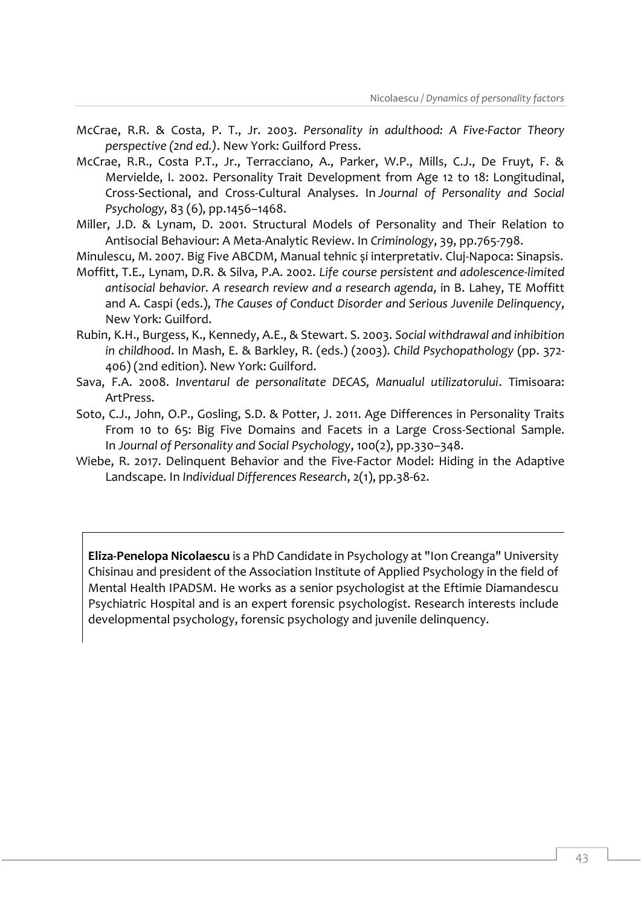McCrae, R.R. & Costa, P. T., Jr. 2003. *Personality in adulthood: A Five-Factor Theory perspective (2nd ed.)*. New York: Guilford Press.

McCrae, R.R., Costa P.T., Jr., Terracciano, A., Parker, W.P., Mills, C.J., De Fruyt, F. & Mervielde, I. 2002. Personality Trait Development from Age 12 to 18: Longitudinal, Cross-Sectional, and Cross-Cultural Analyses. In *Journal of Personality and Social Psychology*, 83 (6), pp.1456–1468.

Miller, J.D. & Lynam, D. 2001. Structural Models of Personality and Their Relation to Antisocial Behaviour: A Meta-Analytic Review. In *Criminology*, 39, pp.765-798.

Minulescu, M. 2007. Big Five ABCDM, Manual tehnic și interpretativ. Cluj-Napoca: Sinapsis.

Moffitt, T.E., Lynam, D.R. & Silva, P.A. 2002. *Life course persistent and adolescence-limited antisocial behavior. A research review and a research agenda*, in B. Lahey, TE Moffitt and A. Caspi (eds.), *The Causes of Conduct Disorder and Serious Juvenile Delinquency*, New York: Guilford.

Rubin, K.H., Burgess, K., Kennedy, A.E., & Stewart. S. 2003. *Social withdrawal and inhibition in childhood*. In Mash, E. & Barkley, R. (eds.) (2003). *Child Psychopathology* (pp. 372-406) (2nd edition). New York: Guilford.

Sava, F.A. 2008. *Inventarul de personalitate DECAS, Manualul utilizatorului*. Timisoara: ArtPress.

Soto, C.J., John, O.P., Gosling, S.D. & Potter, J. 2011. Age Differences in Personality Traits From 10 to 65: Big Five Domains and Facets in a Large Cross-Sectional Sample. In *Journal of Personality and Social Psychology*, 100(2), pp.330–348.

Wiebe, R. 2017. Delinquent Behavior and the Five-Factor Model: Hiding in the Adaptive Landscape. In *Individual Differences Research*, 2(1), pp.38-62.

**Eliza-Penelopa Nicolaescu** is a PhD Candidate in Psychology at "Ion Creanga" University Chisinau and president of the Association Institute of Applied Psychology in the field of Mental Health IPADSM. He works as a senior psychologist at the Eftimie Diamandescu Psychiatric Hospital and is an expert forensic psychologist. Research interests include developmental psychology, forensic psychology and juvenile delinquency.